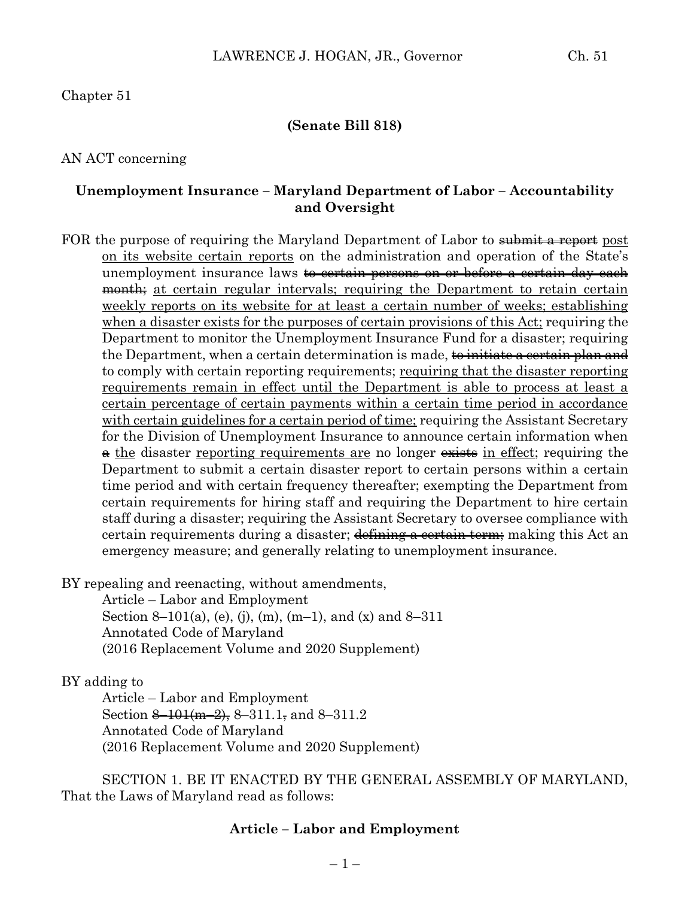Chapter 51

**(Senate Bill 818)**

AN ACT concerning

**Unemployment Insurance – Maryland Department of Labor – Accountability and Oversight**

FOR the purpose of requiring the Maryland Department of Labor to ~~submit a report~~ <u>post on its website certain reports</u> on the administration and operation of the State's unemployment insurance laws ~~to certain persons on or before a certain day each month;~~ <u>at certain regular intervals; requiring the Department to retain certain weekly reports on its website for at least a certain number of weeks; establishing when a disaster exists for the purposes of certain provisions of this Act;</u> requiring the Department to monitor the Unemployment Insurance Fund for a disaster; requiring the Department, when a certain determination is made, ~~to initiate a certain plan and~~ to comply with certain reporting requirements; <u>requiring that the disaster reporting requirements remain in effect until the Department is able to process at least a certain percentage of certain payments within a certain time period in accordance with certain guidelines for a certain period of time;</u> requiring the Assistant Secretary for the Division of Unemployment Insurance to announce certain information when ~~a~~ <u>the</u> disaster <u>reporting requirements are</u> no longer ~~exists~~ <u>in effect</u>; requiring the Department to submit a certain disaster report to certain persons within a certain time period and with certain frequency thereafter; exempting the Department from certain requirements for hiring staff and requiring the Department to hire certain staff during a disaster; requiring the Assistant Secretary to oversee compliance with certain requirements during a disaster; ~~defining a certain term;~~ making this Act an emergency measure; and generally relating to unemployment insurance.

BY repealing and reenacting, without amendments,
Article – Labor and Employment
Section 8–101(a), (e), (j), (m), (m–1), and (x) and 8–311
Annotated Code of Maryland
(2016 Replacement Volume and 2020 Supplement)

BY adding to
Article – Labor and Employment
Section ~~8–101(m–2),~~ 8–311.1~~,~~ and 8–311.2
Annotated Code of Maryland
(2016 Replacement Volume and 2020 Supplement)

SECTION 1. BE IT ENACTED BY THE GENERAL ASSEMBLY OF MARYLAND, That the Laws of Maryland read as follows:

**Article – Labor and Employment**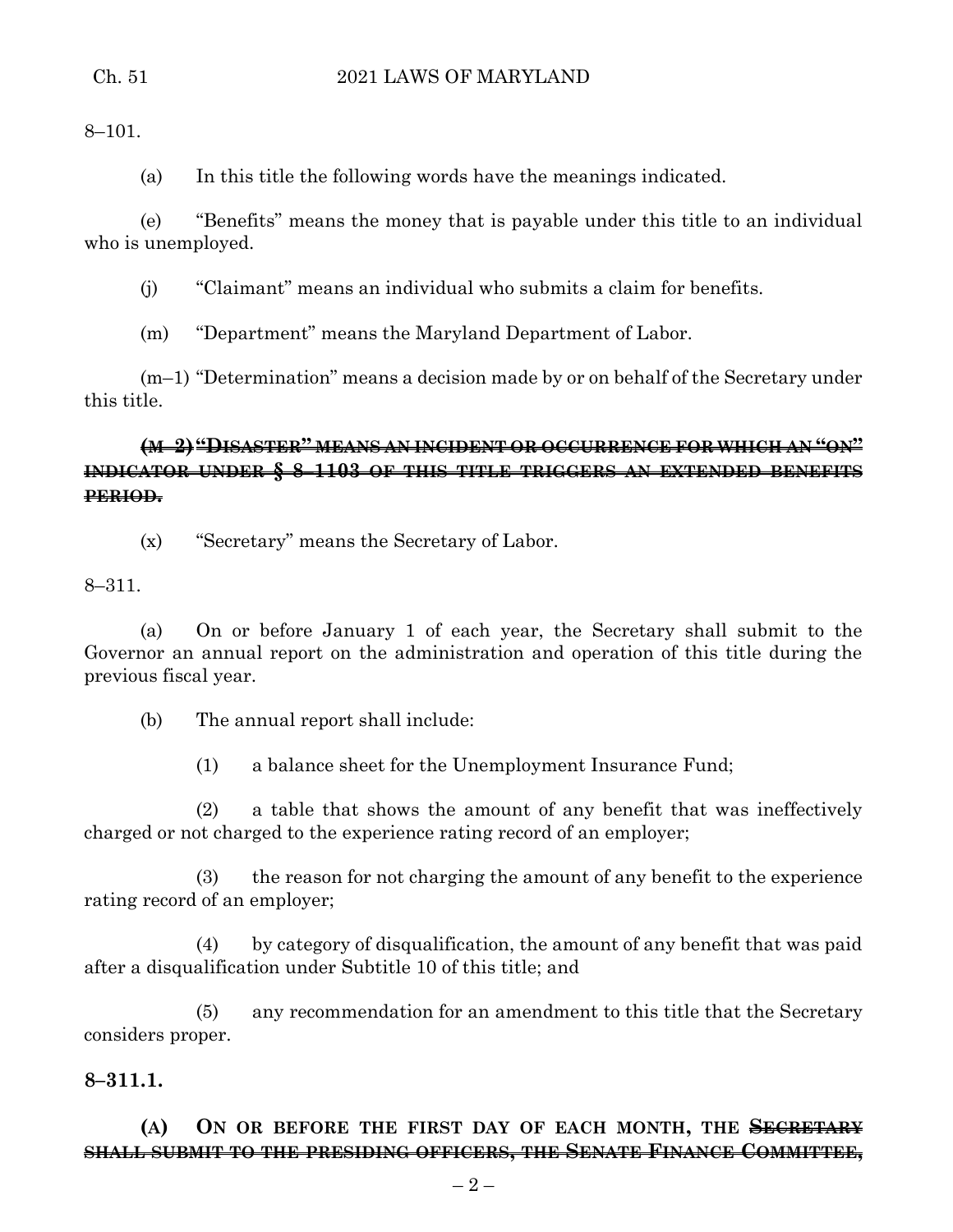8–101.

(a) In this title the following words have the meanings indicated.

(e) "Benefits" means the money that is payable under this title to an individual who is unemployed.

(j) "Claimant" means an individual who submits a claim for benefits.

(m) "Department" means the Maryland Department of Labor.

(m–1) "Determination" means a decision made by or on behalf of the Secretary under this title.

~~**(M–2) "DISASTER" MEANS AN INCIDENT OR OCCURRENCE FOR WHICH AN "ON" INDICATOR UNDER § 8–1103 OF THIS TITLE TRIGGERS AN EXTENDED BENEFITS PERIOD.**~~

(x) "Secretary" means the Secretary of Labor.

8–311.

(a) On or before January 1 of each year, the Secretary shall submit to the Governor an annual report on the administration and operation of this title during the previous fiscal year.

(b) The annual report shall include:

(1) a balance sheet for the Unemployment Insurance Fund;

(2) a table that shows the amount of any benefit that was ineffectively charged or not charged to the experience rating record of an employer;

(3) the reason for not charging the amount of any benefit to the experience rating record of an employer;

(4) by category of disqualification, the amount of any benefit that was paid after a disqualification under Subtitle 10 of this title; and

(5) any recommendation for an amendment to this title that the Secretary considers proper.

**8–311.1.**

**(A) ON OR BEFORE THE FIRST DAY OF EACH MONTH, THE** ~~**SECRETARY SHALL SUBMIT TO THE PRESIDING OFFICERS, THE SENATE FINANCE COMMITTEE,**~~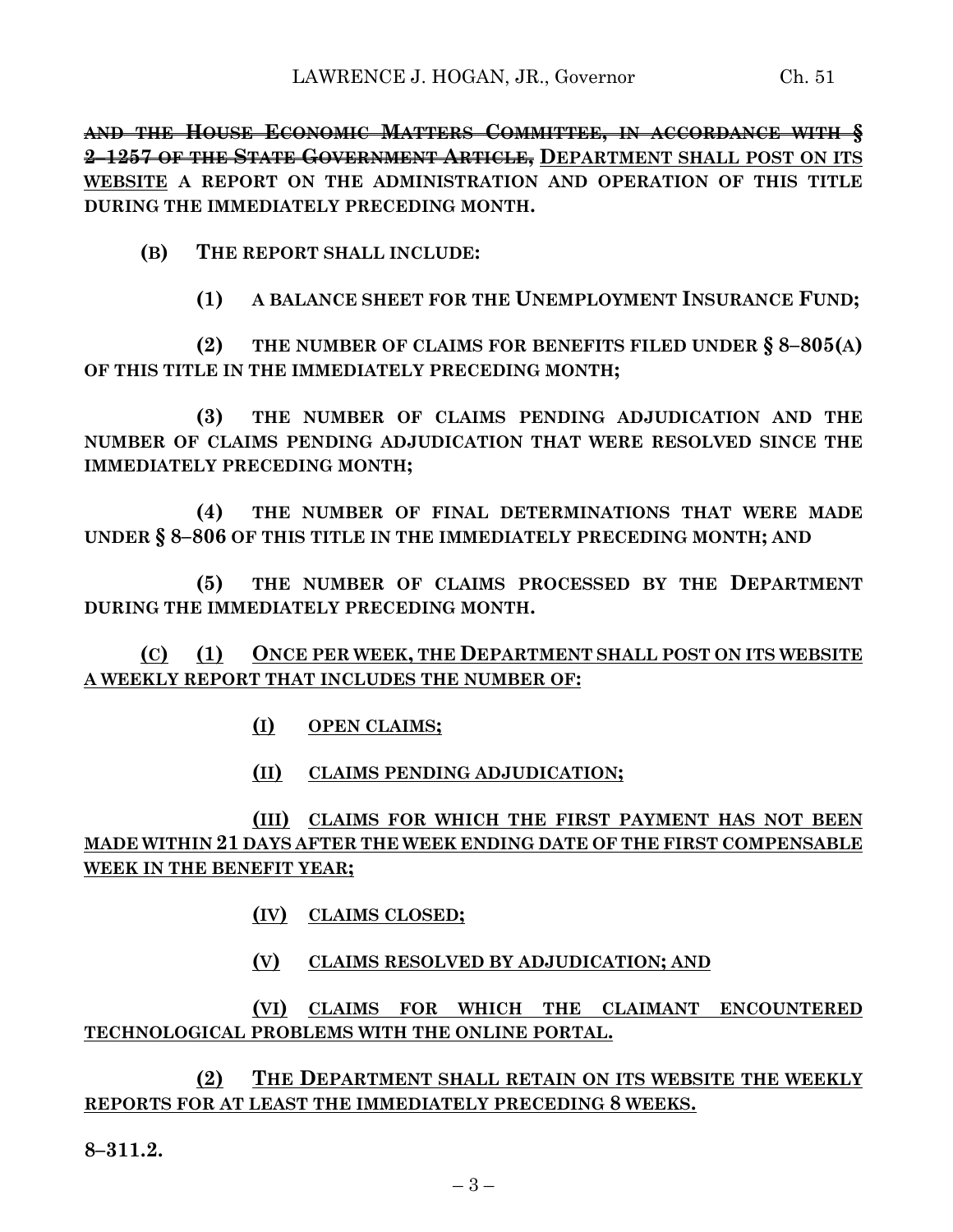~~AND THE HOUSE ECONOMIC MATTERS COMMITTEE, IN ACCORDANCE WITH § 2–1257 OF THE STATE GOVERNMENT ARTICLE,~~ DEPARTMENT SHALL POST ON ITS WEBSITE **A REPORT ON THE ADMINISTRATION AND OPERATION OF THIS TITLE DURING THE IMMEDIATELY PRECEDING MONTH.**

**(B) THE REPORT SHALL INCLUDE:**

**(1) A BALANCE SHEET FOR THE UNEMPLOYMENT INSURANCE FUND;**

**(2) THE NUMBER OF CLAIMS FOR BENEFITS FILED UNDER § 8–805(A) OF THIS TITLE IN THE IMMEDIATELY PRECEDING MONTH;**

**(3) THE NUMBER OF CLAIMS PENDING ADJUDICATION AND THE NUMBER OF CLAIMS PENDING ADJUDICATION THAT WERE RESOLVED SINCE THE IMMEDIATELY PRECEDING MONTH;**

**(4) THE NUMBER OF FINAL DETERMINATIONS THAT WERE MADE UNDER § 8–806 OF THIS TITLE IN THE IMMEDIATELY PRECEDING MONTH; AND**

**(5) THE NUMBER OF CLAIMS PROCESSED BY THE DEPARTMENT DURING THE IMMEDIATELY PRECEDING MONTH.**

**(C) (1) ONCE PER WEEK, THE DEPARTMENT SHALL POST ON ITS WEBSITE A WEEKLY REPORT THAT INCLUDES THE NUMBER OF:**

**(I) OPEN CLAIMS;**

**(II) CLAIMS PENDING ADJUDICATION;**

**(III) CLAIMS FOR WHICH THE FIRST PAYMENT HAS NOT BEEN MADE WITHIN 21 DAYS AFTER THE WEEK ENDING DATE OF THE FIRST COMPENSABLE WEEK IN THE BENEFIT YEAR;**

**(IV) CLAIMS CLOSED;**

**(V) CLAIMS RESOLVED BY ADJUDICATION; AND**

**(VI) CLAIMS FOR WHICH THE CLAIMANT ENCOUNTERED TECHNOLOGICAL PROBLEMS WITH THE ONLINE PORTAL.**

**(2) THE DEPARTMENT SHALL RETAIN ON ITS WEBSITE THE WEEKLY REPORTS FOR AT LEAST THE IMMEDIATELY PRECEDING 8 WEEKS.**

**8–311.2.**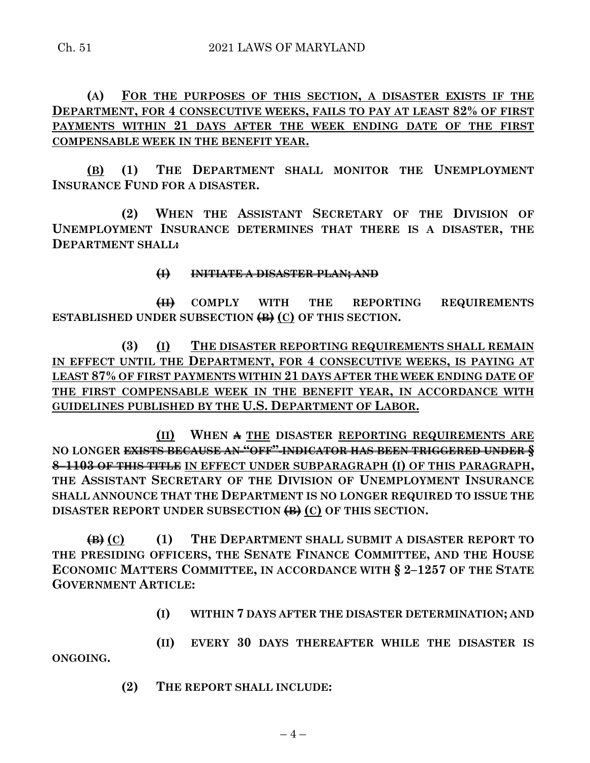**(A) FOR THE PURPOSES OF THIS SECTION, A DISASTER EXISTS IF THE DEPARTMENT, FOR 4 CONSECUTIVE WEEKS, FAILS TO PAY AT LEAST 82% OF FIRST PAYMENTS WITHIN 21 DAYS AFTER THE WEEK ENDING DATE OF THE FIRST COMPENSABLE WEEK IN THE BENEFIT YEAR.**

**(B) (1) THE DEPARTMENT SHALL MONITOR THE UNEMPLOYMENT INSURANCE FUND FOR A DISASTER.**

**(2) WHEN THE ASSISTANT SECRETARY OF THE DIVISION OF UNEMPLOYMENT INSURANCE DETERMINES THAT THERE IS A DISASTER, THE DEPARTMENT SHALL~~:~~**

~~**(I) INITIATE A DISASTER PLAN; AND**~~

~~**(II)**~~ **COMPLY WITH THE REPORTING REQUIREMENTS ESTABLISHED UNDER SUBSECTION ~~(B)~~ (C) OF THIS SECTION.**

**(3) (I) THE DISASTER REPORTING REQUIREMENTS SHALL REMAIN IN EFFECT UNTIL THE DEPARTMENT, FOR 4 CONSECUTIVE WEEKS, IS PAYING AT LEAST 87% OF FIRST PAYMENTS WITHIN 21 DAYS AFTER THE WEEK ENDING DATE OF THE FIRST COMPENSABLE WEEK IN THE BENEFIT YEAR, IN ACCORDANCE WITH GUIDELINES PUBLISHED BY THE U.S. DEPARTMENT OF LABOR.**

**(II) WHEN ~~A~~ THE DISASTER REPORTING REQUIREMENTS ARE NO LONGER ~~EXISTS BECAUSE AN "OFF" INDICATOR HAS BEEN TRIGGERED UNDER § 8–1103 OF THIS TITLE~~ IN EFFECT UNDER SUBPARAGRAPH (I) OF THIS PARAGRAPH, THE ASSISTANT SECRETARY OF THE DIVISION OF UNEMPLOYMENT INSURANCE SHALL ANNOUNCE THAT THE DEPARTMENT IS NO LONGER REQUIRED TO ISSUE THE DISASTER REPORT UNDER SUBSECTION ~~(B)~~ (C) OF THIS SECTION.**

**~~(B)~~ (C) (1) THE DEPARTMENT SHALL SUBMIT A DISASTER REPORT TO THE PRESIDING OFFICERS, THE SENATE FINANCE COMMITTEE, AND THE HOUSE ECONOMIC MATTERS COMMITTEE, IN ACCORDANCE WITH § 2–1257 OF THE STATE GOVERNMENT ARTICLE:**

**(I) WITHIN 7 DAYS AFTER THE DISASTER DETERMINATION; AND**

**(II) EVERY 30 DAYS THEREAFTER WHILE THE DISASTER IS ONGOING.**

**(2) THE REPORT SHALL INCLUDE:**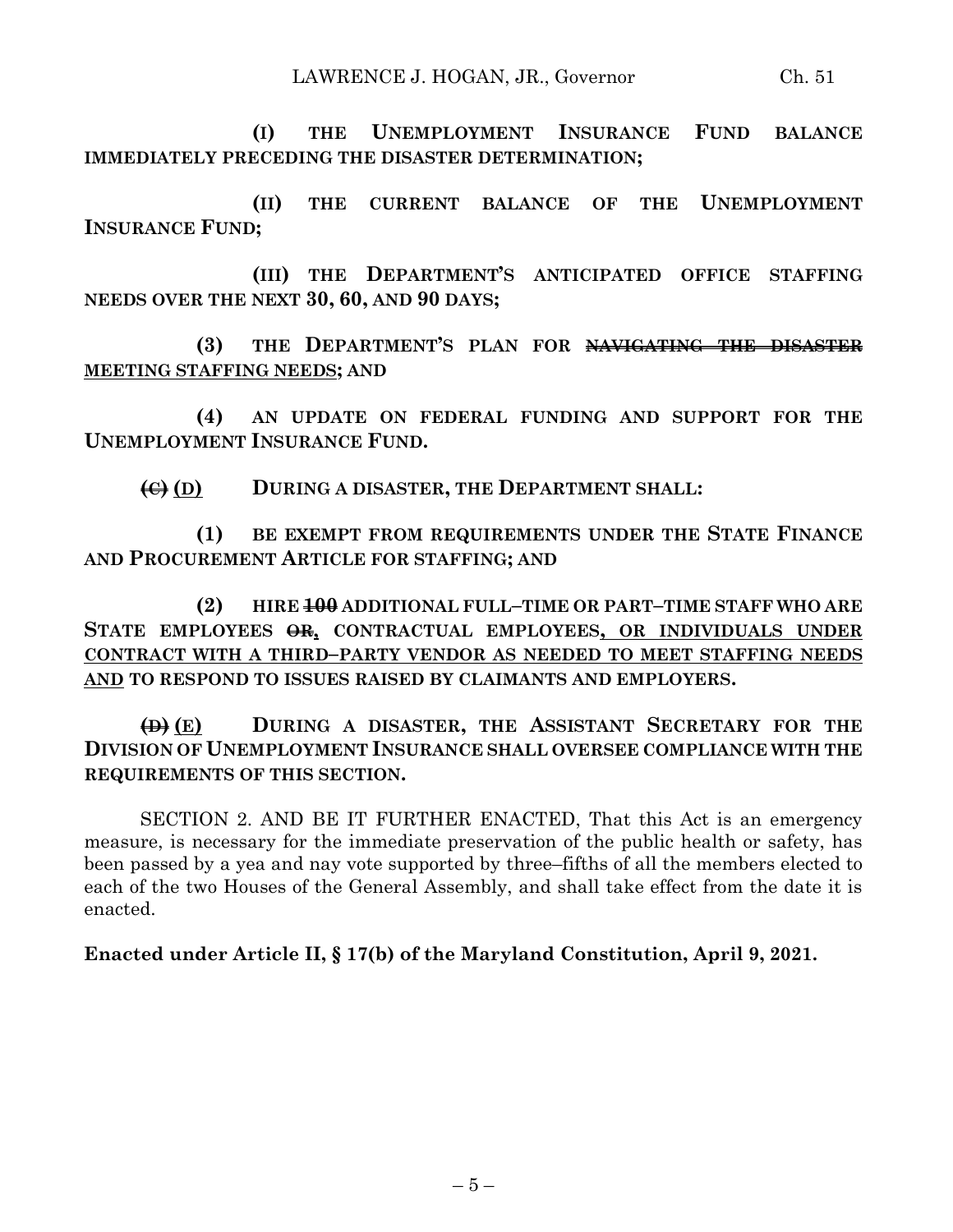**(I) THE UNEMPLOYMENT INSURANCE FUND BALANCE IMMEDIATELY PRECEDING THE DISASTER DETERMINATION;**

**(II) THE CURRENT BALANCE OF THE UNEMPLOYMENT INSURANCE FUND;**

**(III) THE DEPARTMENT'S ANTICIPATED OFFICE STAFFING NEEDS OVER THE NEXT 30, 60, AND 90 DAYS;**

**(3) THE DEPARTMENT'S PLAN FOR ~~NAVIGATING THE DISASTER~~ MEETING STAFFING NEEDS; AND**

**(4) AN UPDATE ON FEDERAL FUNDING AND SUPPORT FOR THE UNEMPLOYMENT INSURANCE FUND.**

**~~(C)~~ (D) DURING A DISASTER, THE DEPARTMENT SHALL:**

**(1) BE EXEMPT FROM REQUIREMENTS UNDER THE STATE FINANCE AND PROCUREMENT ARTICLE FOR STAFFING; AND**

**(2) HIRE ~~100~~ ADDITIONAL FULL–TIME OR PART–TIME STAFF WHO ARE STATE EMPLOYEES ~~OR~~, CONTRACTUAL EMPLOYEES, OR INDIVIDUALS UNDER CONTRACT WITH A THIRD–PARTY VENDOR AS NEEDED TO MEET STAFFING NEEDS AND TO RESPOND TO ISSUES RAISED BY CLAIMANTS AND EMPLOYERS.**

**~~(D)~~ (E) DURING A DISASTER, THE ASSISTANT SECRETARY FOR THE DIVISION OF UNEMPLOYMENT INSURANCE SHALL OVERSEE COMPLIANCE WITH THE REQUIREMENTS OF THIS SECTION.**

SECTION 2. AND BE IT FURTHER ENACTED, That this Act is an emergency measure, is necessary for the immediate preservation of the public health or safety, has been passed by a yea and nay vote supported by three–fifths of all the members elected to each of the two Houses of the General Assembly, and shall take effect from the date it is enacted.

**Enacted under Article II, § 17(b) of the Maryland Constitution, April 9, 2021.**